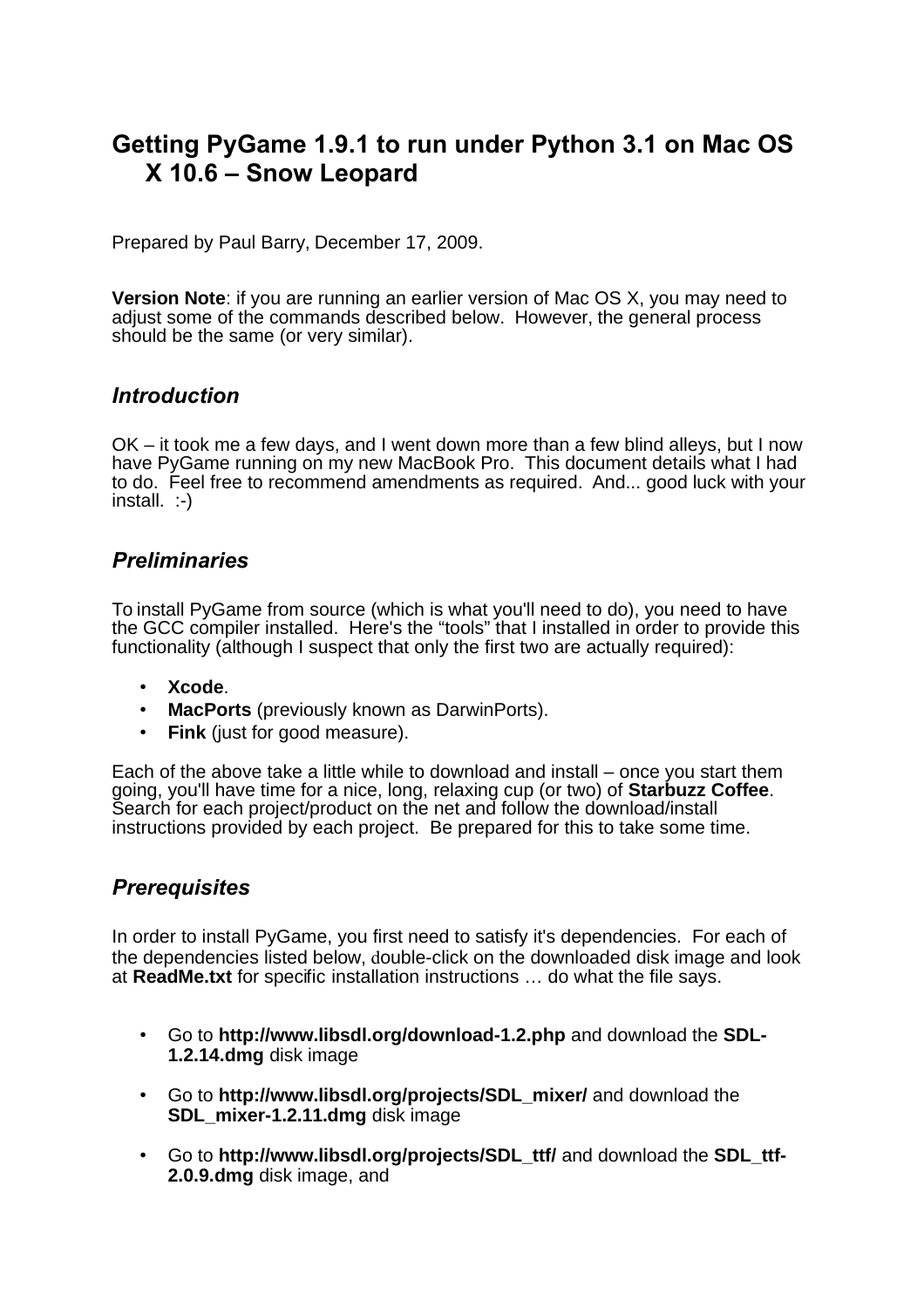# Getting PyGame 1.9.1 to run under Python 3.1 on Mac OS X 10.6 – Snow Leopard

Prepared by Paul Barry, December 17, 2009.

**Version Note**: if you are running an earlier version of Mac OS X, you may need to adjust some of the commands described below. However, the general process should be the same (or very similar).

## *Introduction*

OK – it took me a few days, and I went down more than a few blind alleys, but I now have PyGame running on my new MacBook Pro. This document details what I had to do. Feel free to recommend amendments as required. And... good luck with your install. :-)

## *Preliminaries*

To install PyGame from source (which is what you'll need to do), you need to have the GCC compiler installed. Here's the "tools" that I installed in order to provide this functionality (although I suspect that only the first two are actually required):

- **Xcode**.
- **MacPorts** (previously known as DarwinPorts).
- **Fink** (just for good measure).

Each of the above take a little while to download and install – once you start them going, you'll have time for a nice, long, relaxing cup (or two) of **Starbuzz Coffee**. Search for each project/product on the net and follow the download/install instructions provided by each project. Be prepared for this to take some time.

## *Prerequisites*

In order to install PyGame, you first need to satisfy it's dependencies. For each of the dependencies listed below, double-click on the downloaded disk image and look at **ReadMe.txt** for specific installation instructions … do what the file says.

- Go to **http://www.libsdl.org/download-1.2.php** and download the **SDL-1.2.14.dmg** disk image
- Go to **http://www.libsdl.org/projects/SDL_mixer/** and download the **SDL_mixer-1.2.11.dmg** disk image
- Go to **http://www.libsdl.org/projects/SDL_ttf/** and download the **SDL_ttf-2.0.9.dmg** disk image, and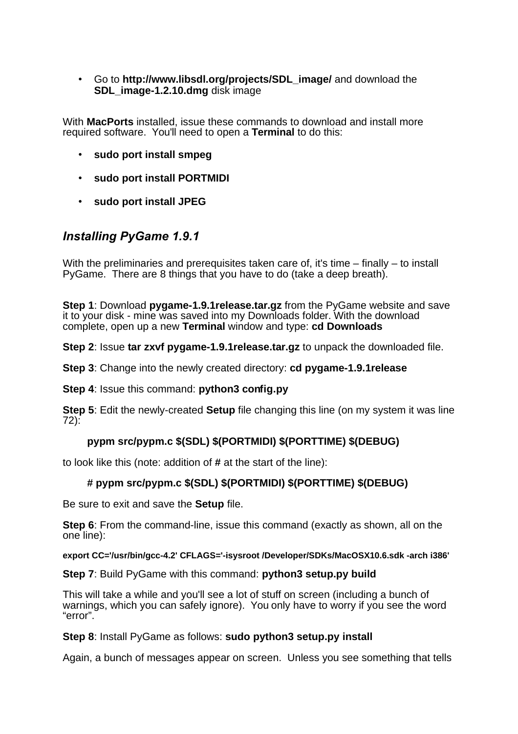- Go to **http://www.libsdl.org/projects/SDL_image/** and download the **SDL_image-1.2.10.dmg** disk image

With **MacPorts** installed, issue these commands to download and install more required software. You'll need to open a **Terminal** to do this:

- **sudo port install smpeg**
- **sudo port install PORTMIDI**
- **sudo port install JPEG**

### *Installing PyGame 1.9.1*

With the preliminaries and prerequisites taken care of, it's time – finally – to install PyGame. There are 8 things that you have to do (take a deep breath).

**Step 1**: Download **pygame-1.9.1release.tar.gz** from the PyGame website and save it to your disk - mine was saved into my Downloads folder. With the download complete, open up a new **Terminal** window and type: **cd Downloads**

**Step 2**: Issue **tar zxvf pygame-1.9.1release.tar.gz** to unpack the downloaded file.

**Step 3**: Change into the newly created directory: **cd pygame-1.9.1release**

**Step 4**: Issue this command: **python3 config.py**

**Step 5**: Edit the newly-created **Setup** file changing this line (on my system it was line 72):

```
pypm src/pypm.c $(SDL) $(PORTMIDI) $(PORTTIME) $(DEBUG)
```

to look like this (note: addition of **#** at the start of the line):

```
# pypm src/pypm.c $(SDL) $(PORTMIDI) $(PORTTIME) $(DEBUG)
```

Be sure to exit and save the **Setup** file.

**Step 6**: From the command-line, issue this command (exactly as shown, all on the one line):

```
export CC='/usr/bin/gcc-4.2' CFLAGS='-isysroot /Developer/SDKs/MacOSX10.6.sdk -arch i386'
```

**Step 7**: Build PyGame with this command: **python3 setup.py build**

This will take a while and you'll see a lot of stuff on screen (including a bunch of warnings, which you can safely ignore). You only have to worry if you see the word "error".

**Step 8**: Install PyGame as follows: **sudo python3 setup.py install**

Again, a bunch of messages appear on screen. Unless you see something that tells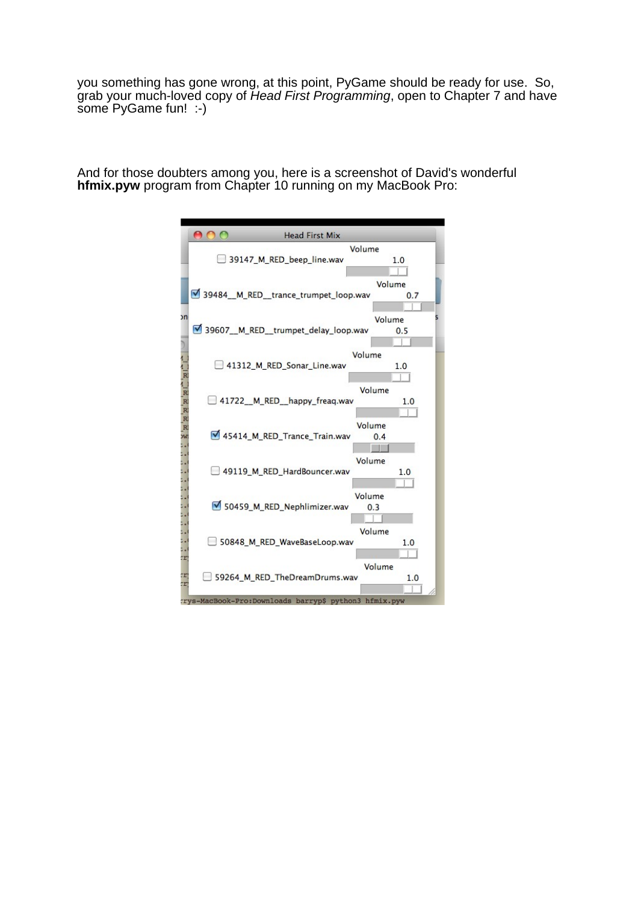you something has gone wrong, at this point, PyGame should be ready for use. So, grab your much-loved copy of *Head First Programming*, open to Chapter 7 and have some PyGame fun! :-)

And for those doubters among you, here is a screenshot of David's wonderful **hfmix.pyw** program from Chapter 10 running on my MacBook Pro: